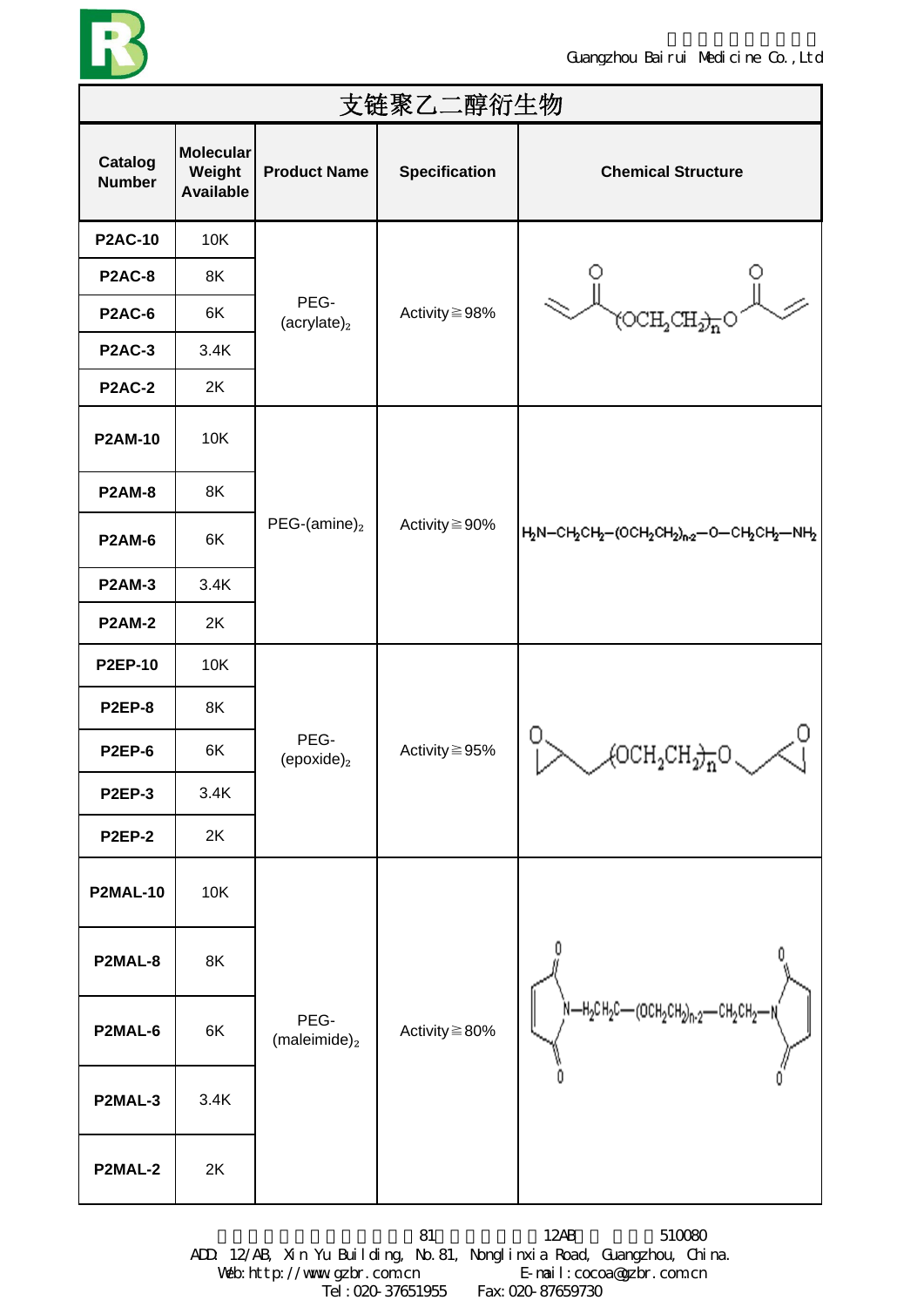# 支链聚乙二醇衍生物

| Catalog Number | Molecular Weight Available | Product Name | Specification | Chemical Structure |
|---|---|---|---|---|
| P2AC-10 | 10K | PEG-(acrylate)$_2$ | Activity≧98% | |
| P2AC-8 | 8K | | | |
| P2AC-6 | 6K | | | |
| P2AC-3 | 3.4K | | | |
| P2AC-2 | 2K | | | |
| P2AM-10 | 10K | PEG-(amine)$_2$ | Activity≧90% | $H_2N-CH_2CH_2-(OCH_2CH_2)_{n\text{-}2}-O-CH_2CH_2-NH_2$ |
| P2AM-8 | 8K | | | |
| P2AM-6 | 6K | | | |
| P2AM-3 | 3.4K | | | |
| P2AM-2 | 2K | | | |
| P2EP-10 | 10K | PEG-(epoxide)$_2$ | Activity≧95% | |
| P2EP-8 | 8K | | | |
| P2EP-6 | 6K | | | |
| P2EP-3 | 3.4K | | | |
| P2EP-2 | 2K | | | |
| P2MAL-10 | 10K | PEG-(maleimide)$_2$ | Activity≧80% | |
| P2MAL-8 | 8K | | | |
| P2MAL-6 | 6K | | | |
| P2MAL-3 | 3.4K | | | |
| P2MAL-2 | 2K | | | |

ADD: 12/AB, Xin Yu Building, No.81, Nonglinxia Road, Guangzhou, China. 510080

Web: http://www.gzbr.com.cn E-mail: cocoa@gzbr.com.cn

Tel: 020-37651955 Fax: 020-87659730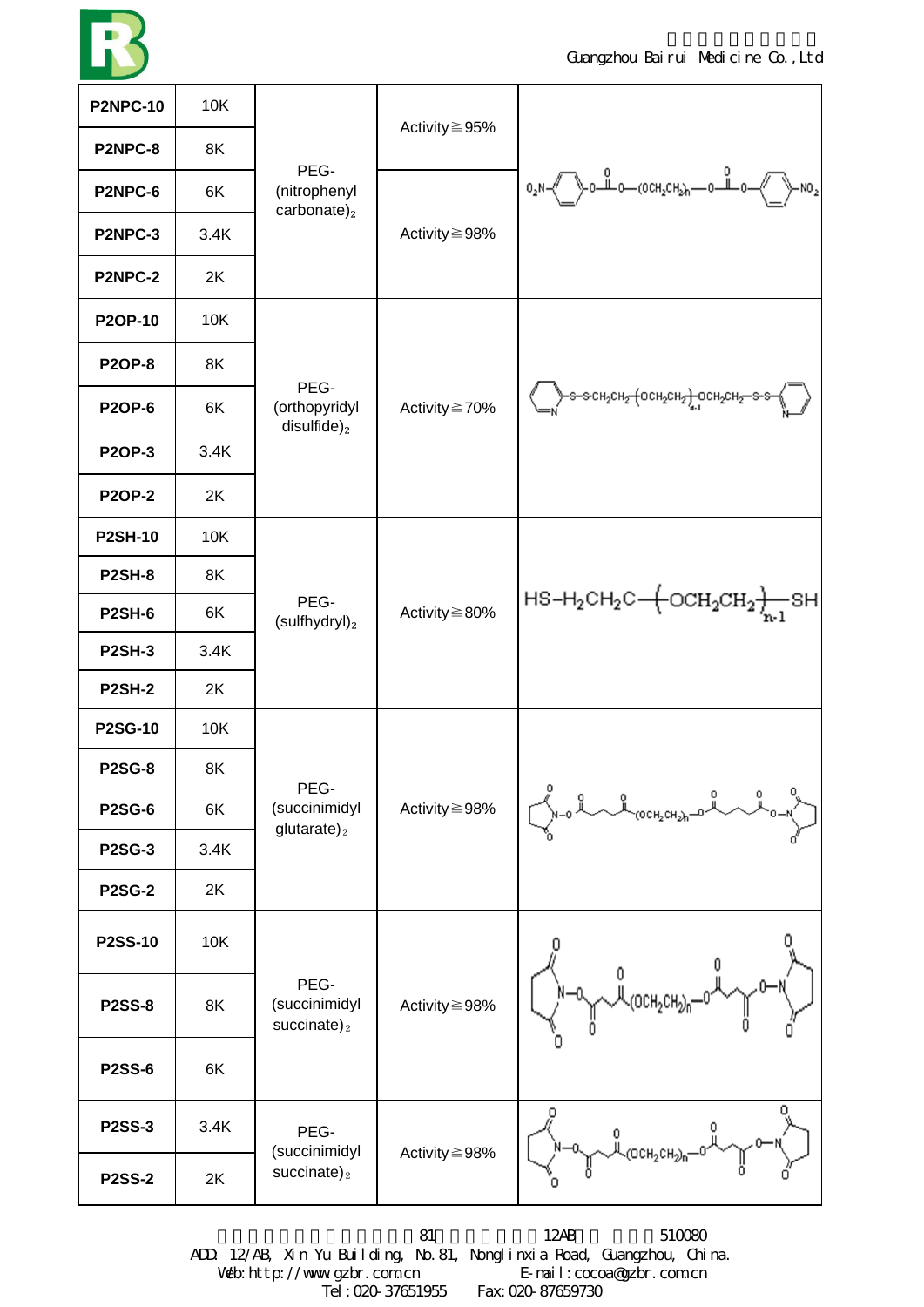| P2NPC-10 | 10K | PEG-(nitrophenyl carbonate)$_2$ | Activity≧95% | $O_2N-C_6H_4-O-C(=O)-O-(OCH_2CH_2)_n-O-C(=O)-O-C_6H_4-NO_2$ |
|---|---|---|---|---|
| P2NPC-8 | 8K | | | |
| P2NPC-6 | 6K | | Activity≧98% | |
| P2NPC-3 | 3.4K | | | |
| P2NPC-2 | 2K | | | |
| P2OP-10 | 10K | PEG-(orthopyridyl disulfide)$_2$ | Activity≧70% | $C_5H_4N-S-S-CH_2CH_2-(OCH_2CH_2)_{n-1}-OCH_2CH_2-S-S-C_5H_4N$ |
| P2OP-8 | 8K | | | |
| P2OP-6 | 6K | | | |
| P2OP-3 | 3.4K | | | |
| P2OP-2 | 2K | | | |
| P2SH-10 | 10K | PEG-(sulfhydryl)$_2$ | Activity≧80% | $HS-H_2CH_2C-(OCH_2CH_2)_{n-1}-SH$ |
| P2SH-8 | 8K | | | |
| P2SH-6 | 6K | | | |
| P2SH-3 | 3.4K | | | |
| P2SH-2 | 2K | | | |
| P2SG-10 | 10K | PEG-(succinimidyl glutarate)$_2$ | Activity≧98% | $NHS-O-C(=O)-(CH_2)_3-C(=O)-(OCH_2CH_2)_n-O-C(=O)-(CH_2)_3-C(=O)-O-NHS$ |
| P2SG-8 | 8K | | | |
| P2SG-6 | 6K | | | |
| P2SG-3 | 3.4K | | | |
| P2SG-2 | 2K | | | |
| P2SS-10 | 10K | PEG-(succinimidyl succinate)$_2$ | Activity≧98% | $NHS-O-C(=O)-(CH_2)_2-C(=O)-(OCH_2CH_2)_n-O-C(=O)-(CH_2)_2-C(=O)-O-NHS$ |
| P2SS-8 | 8K | | | |
| P2SS-6 | 6K | | | |
| P2SS-3 | 3.4K | PEG-(succinimidyl succinate)$_2$ | Activity≧98% | $NHS-O-C(=O)-(CH_2)_2-C(=O)-(OCH_2CH_2)_n-O-C(=O)-(CH_2)_2-C(=O)-O-NHS$ |
| P2SS-2 | 2K | | | |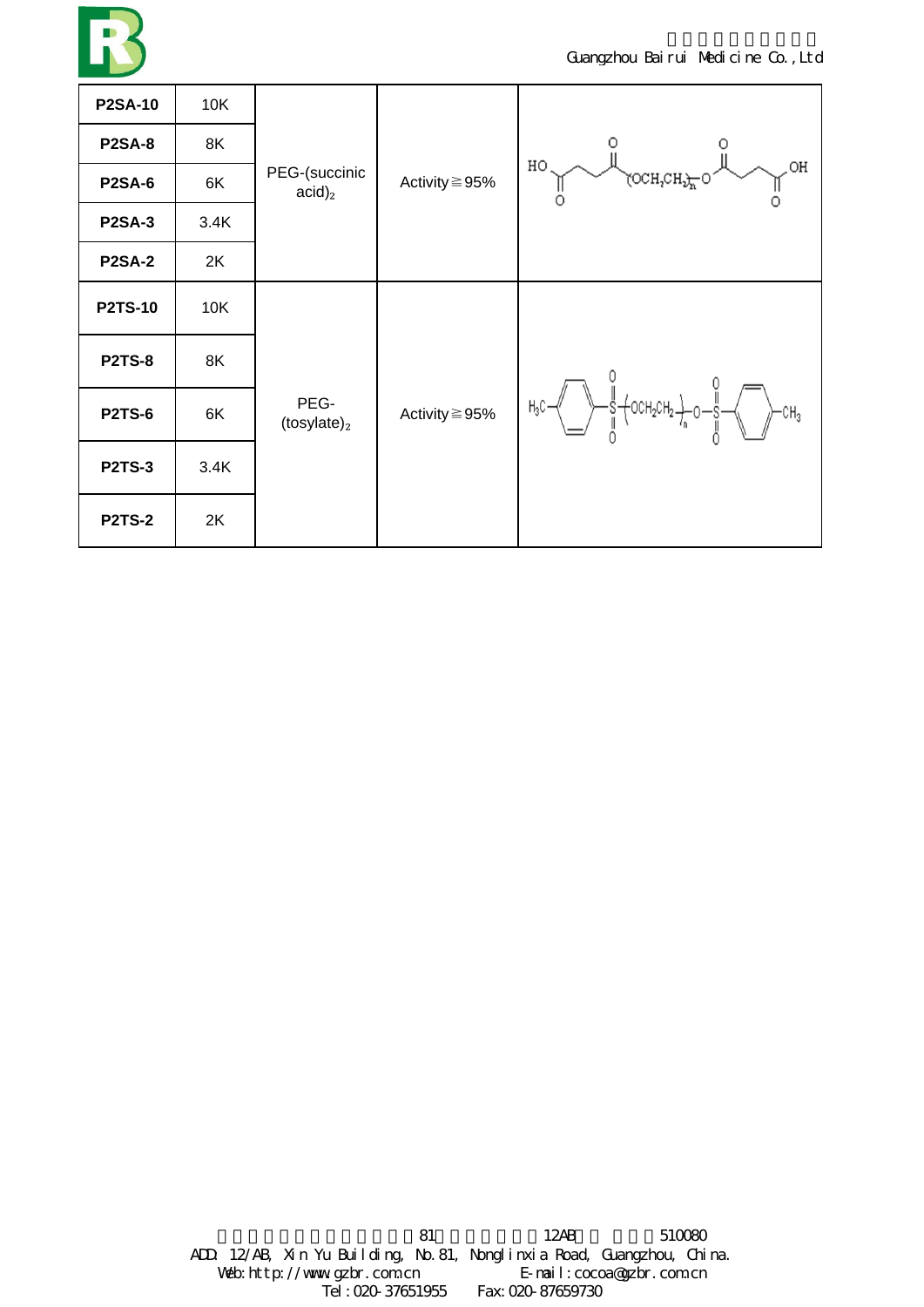| | | | | |
|---|---|---|---|---|
| **P2SA-10** | 10K | PEG-(succinic acid)$_2$ | Activity≧95% | HO-C(=O)-CH$_2$CH$_2$-C(=O)-(OCH$_2$CH$_2$)$_n$-O-C(=O)-CH$_2$CH$_2$-C(=O)-OH |
| **P2SA-8** | 8K | | | |
| **P2SA-6** | 6K | | | |
| **P2SA-3** | 3.4K | | | |
| **P2SA-2** | 2K | | | |
| **P2TS-10** | 10K | PEG-(tosylate)$_2$ | Activity≧95% | $H_3C$-C$_6$H$_4$-S(=O)$_2$-(OCH$_2$CH$_2$)$_n$-O-S(=O)$_2$-C$_6$H$_4$-$CH_3$ |
| **P2TS-8** | 8K | | | |
| **P2TS-6** | 6K | | | |
| **P2TS-3** | 3.4K | | | |
| **P2TS-2** | 2K | | | |